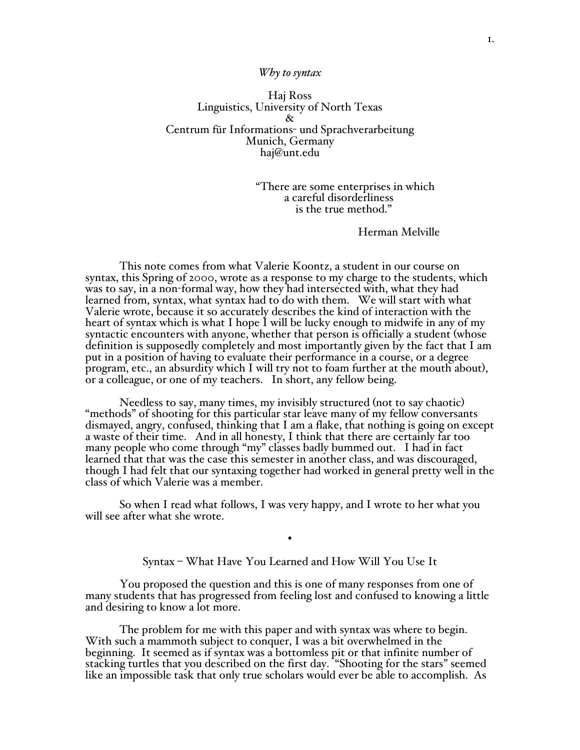# *Why to syntax*

Haj Ross
Linguistics, University of North Texas
&
Centrum für Informations- und Sprachverarbeitung
Munich, Germany
haj@unt.edu

> "There are some enterprises in which
> a careful disorderliness
> is the true method."
>
> Herman Melville

This note comes from what Valerie Koontz, a student in our course on syntax, this Spring of 2000, wrote as a response to my charge to the students, which was to say, in a non-formal way, how they had intersected with, what they had learned from, syntax, what syntax had to do with them. We will start with what Valerie wrote, because it so accurately describes the kind of interaction with the heart of syntax which is what I hope I will be lucky enough to midwife in any of my syntactic encounters with anyone, whether that person is officially a student (whose definition is supposedly completely and most importantly given by the fact that I am put in a position of having to evaluate their performance in a course, or a degree program, etc., an absurdity which I will try not to foam further at the mouth about), or a colleague, or one of my teachers. In short, any fellow being.

Needless to say, many times, my invisibly structured (not to say chaotic) "methods" of shooting for this particular star leave many of my fellow conversants dismayed, angry, confused, thinking that I am a flake, that nothing is going on except a waste of their time. And in all honesty, I think that there are certainly far too many people who come through "my" classes badly bummed out. I had in fact learned that that was the case this semester in another class, and was discouraged, though I had felt that our syntaxing together had worked in general pretty well in the class of which Valerie was a member.

So when I read what follows, I was very happy, and I wrote to her what you will see after what she wrote.

•

## Syntax – What Have You Learned and How Will You Use It

You proposed the question and this is one of many responses from one of many students that has progressed from feeling lost and confused to knowing a little and desiring to know a lot more.

The problem for me with this paper and with syntax was where to begin. With such a mammoth subject to conquer, I was a bit overwhelmed in the beginning. It seemed as if syntax was a bottomless pit or that infinite number of stacking turtles that you described on the first day. "Shooting for the stars" seemed like an impossible task that only true scholars would ever be able to accomplish. As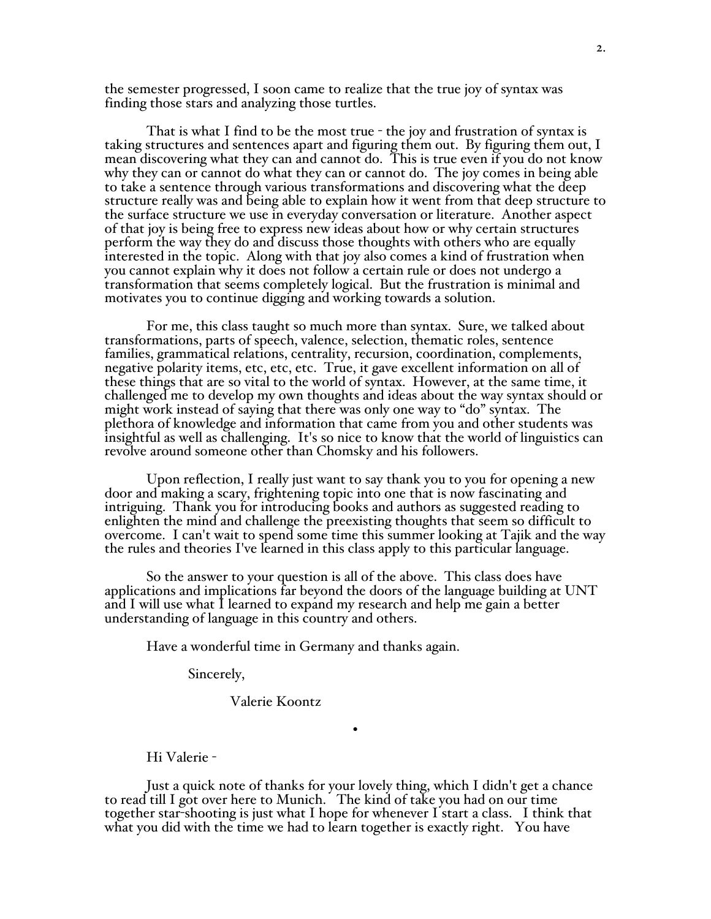the semester progressed, I soon came to realize that the true joy of syntax was finding those stars and analyzing those turtles.

That is what I find to be the most true - the joy and frustration of syntax is taking structures and sentences apart and figuring them out. By figuring them out, I mean discovering what they can and cannot do. This is true even if you do not know why they can or cannot do what they can or cannot do. The joy comes in being able to take a sentence through various transformations and discovering what the deep structure really was and being able to explain how it went from that deep structure to the surface structure we use in everyday conversation or literature. Another aspect of that joy is being free to express new ideas about how or why certain structures perform the way they do and discuss those thoughts with others who are equally interested in the topic. Along with that joy also comes a kind of frustration when you cannot explain why it does not follow a certain rule or does not undergo a transformation that seems completely logical. But the frustration is minimal and motivates you to continue digging and working towards a solution.

For me, this class taught so much more than syntax. Sure, we talked about transformations, parts of speech, valence, selection, thematic roles, sentence families, grammatical relations, centrality, recursion, coordination, complements, negative polarity items, etc, etc, etc. True, it gave excellent information on all of these things that are so vital to the world of syntax. However, at the same time, it challenged me to develop my own thoughts and ideas about the way syntax should or might work instead of saying that there was only one way to "do" syntax. The plethora of knowledge and information that came from you and other students was insightful as well as challenging. It's so nice to know that the world of linguistics can revolve around someone other than Chomsky and his followers.

Upon reflection, I really just want to say thank you to you for opening a new door and making a scary, frightening topic into one that is now fascinating and intriguing. Thank you for introducing books and authors as suggested reading to enlighten the mind and challenge the preexisting thoughts that seem so difficult to overcome. I can't wait to spend some time this summer looking at Tajik and the way the rules and theories I've learned in this class apply to this particular language.

So the answer to your question is all of the above. This class does have applications and implications far beyond the doors of the language building at UNT and I will use what I learned to expand my research and help me gain a better understanding of language in this country and others.

Have a wonderful time in Germany and thanks again.

Sincerely,

Valerie Koontz

•

Hi Valerie -

Just a quick note of thanks for your lovely thing, which I didn't get a chance to read till I got over here to Munich. The kind of take you had on our time together star-shooting is just what I hope for whenever I start a class. I think that what you did with the time we had to learn together is exactly right. You have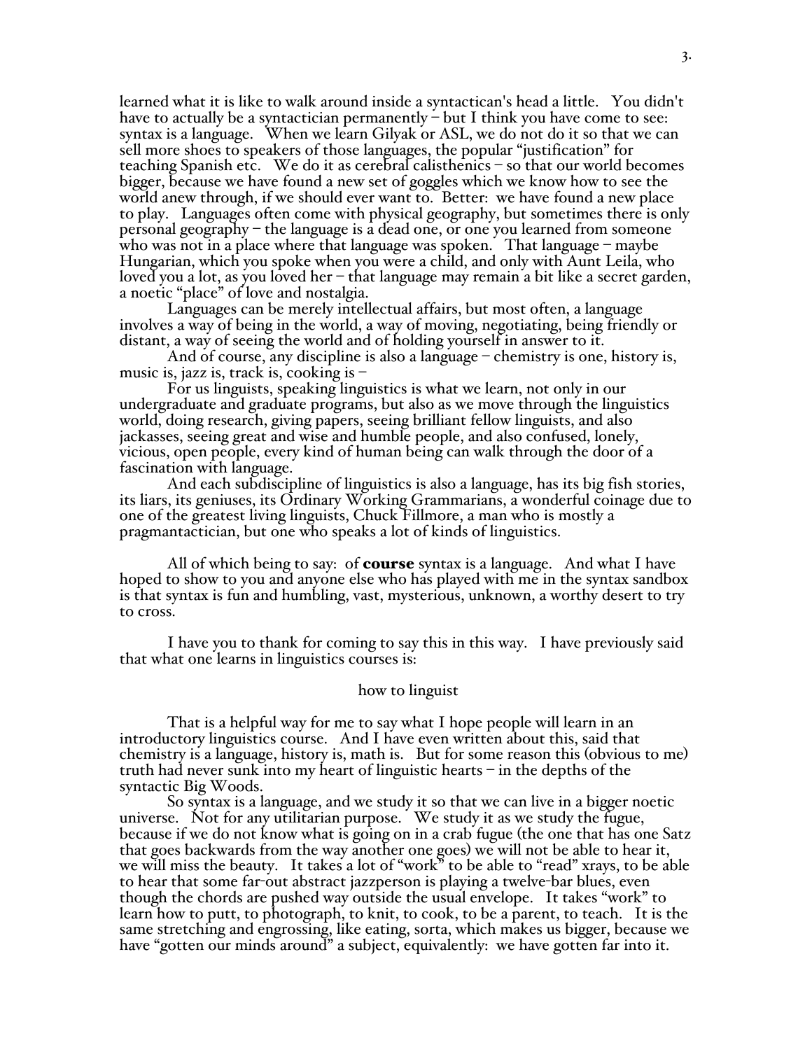learned what it is like to walk around inside a syntactican's head a little. You didn't have to actually be a syntactician permanently – but I think you have come to see: syntax is a language. When we learn Gilyak or ASL, we do not do it so that we can sell more shoes to speakers of those languages, the popular "justification" for teaching Spanish etc. We do it as cerebral calisthenics – so that our world becomes bigger, because we have found a new set of goggles which we know how to see the world anew through, if we should ever want to. Better: we have found a new place to play. Languages often come with physical geography, but sometimes there is only personal geography – the language is a dead one, or one you learned from someone who was not in a place where that language was spoken. That language – maybe Hungarian, which you spoke when you were a child, and only with Aunt Leila, who loved you a lot, as you loved her – that language may remain a bit like a secret garden, a noetic "place" of love and nostalgia.

Languages can be merely intellectual affairs, but most often, a language involves a way of being in the world, a way of moving, negotiating, being friendly or distant, a way of seeing the world and of holding yourself in answer to it.

And of course, any discipline is also a language – chemistry is one, history is, music is, jazz is, track is, cooking is –

For us linguists, speaking linguistics is what we learn, not only in our undergraduate and graduate programs, but also as we move through the linguistics world, doing research, giving papers, seeing brilliant fellow linguists, and also jackasses, seeing great and wise and humble people, and also confused, lonely, vicious, open people, every kind of human being can walk through the door of a fascination with language.

And each subdiscipline of linguistics is also a language, has its big fish stories, its liars, its geniuses, its Ordinary Working Grammarians, a wonderful coinage due to one of the greatest living linguists, Chuck Fillmore, a man who is mostly a pragmantactician, but one who speaks a lot of kinds of linguistics.

All of which being to say: of **course** syntax is a language. And what I have hoped to show to you and anyone else who has played with me in the syntax sandbox is that syntax is fun and humbling, vast, mysterious, unknown, a worthy desert to try to cross.

I have you to thank for coming to say this in this way. I have previously said that what one learns in linguistics courses is:

how to linguist

That is a helpful way for me to say what I hope people will learn in an introductory linguistics course. And I have even written about this, said that chemistry is a language, history is, math is. But for some reason this (obvious to me) truth had never sunk into my heart of linguistic hearts – in the depths of the syntactic Big Woods.

So syntax is a language, and we study it so that we can live in a bigger noetic universe. Not for any utilitarian purpose. We study it as we study the fugue, because if we do not know what is going on in a crab fugue (the one that has one Satz that goes backwards from the way another one goes) we will not be able to hear it, we will miss the beauty. It takes a lot of "work" to be able to "read" xrays, to be able to hear that some far-out abstract jazzperson is playing a twelve-bar blues, even though the chords are pushed way outside the usual envelope. It takes "work" to learn how to putt, to photograph, to knit, to cook, to be a parent, to teach. It is the same stretching and engrossing, like eating, sorta, which makes us bigger, because we have "gotten our minds around" a subject, equivalently: we have gotten far into it.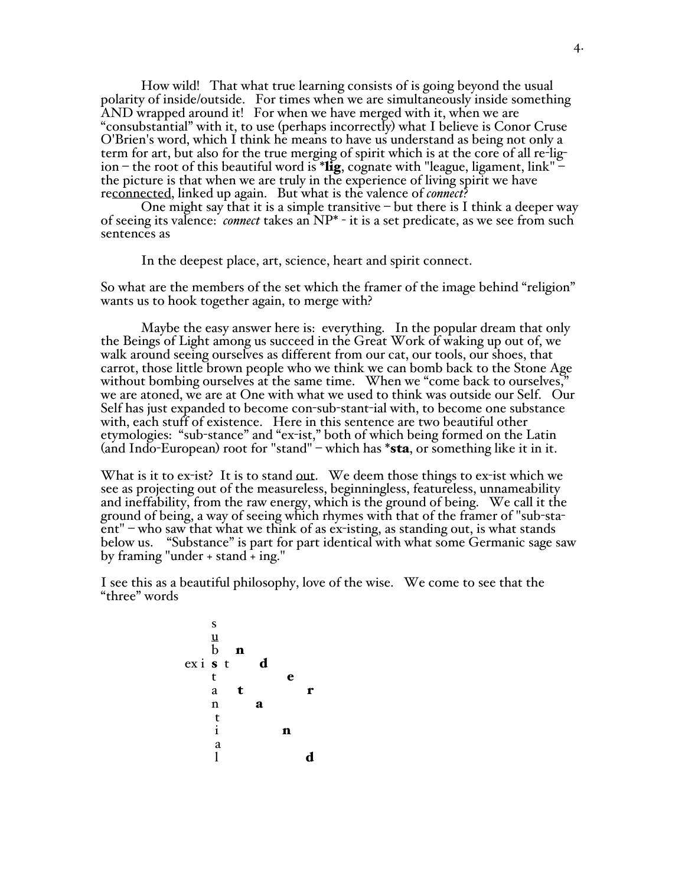How wild! That what true learning consists of is going beyond the usual polarity of inside/outside. For times when we are simultaneously inside something AND wrapped around it! For when we have merged with it, when we are "consubstantial" with it, to use (perhaps incorrectly) what I believe is Conor Cruse O'Brien's word, which I think he means to have us understand as being not only a term for art, but also for the true merging of spirit which is at the core of all re-lig-ion – the root of this beautiful word is ***lig**, cognate with "league, ligament, link" – the picture is that when we are truly in the experience of living spirit we have re<u>connected</u>, linked up again. But what is the valence of *connect*?

One might say that it is a simple transitive – but there is I think a deeper way of seeing its valence: *connect* takes an NP* - it is a set predicate, as we see from such sentences as

In the deepest place, art, science, heart and spirit connect.

So what are the members of the set which the framer of the image behind "religion" wants us to hook together again, to merge with?

Maybe the easy answer here is: everything. In the popular dream that only the Beings of Light among us succeed in the Great Work of waking up out of, we walk around seeing ourselves as different from our cat, our tools, our shoes, that carrot, those little brown people who we think we can bomb back to the Stone Age without bombing ourselves at the same time. When we "come back to ourselves," we are atoned, we are at One with what we used to think was outside our Self. Our Self has just expanded to become con-sub-stant-ial with, to become one substance with, each stuff of existence. Here in this sentence are two beautiful other etymologies: "sub-stance" and "ex-ist," both of which being formed on the Latin (and Indo-European) root for "stand" – which has ***sta**, or something like it in it.

What is it to ex-ist? It is to stand <u>out</u>. We deem those things to ex-ist which we see as projecting out of the measureless, beginningless, featureless, unnameability and ineffability, from the raw energy, which is the ground of being. We call it the ground of being, a way of seeing which rhymes with that of the framer of "sub-sta-ent" – who saw that what we think of as ex-isting, as standing out, is what stands below us. "Substance" is part for part identical with what some Germanic sage saw by framing "under + stand + ing."

I see this as a beautiful philosophy, love of the wise. We come to see that the "three" words

```
        s
        u
        b   n
  ex i  s t    d
        t         e
        a   t        r
        n      a
        t
        i         n
        a
        l            d
```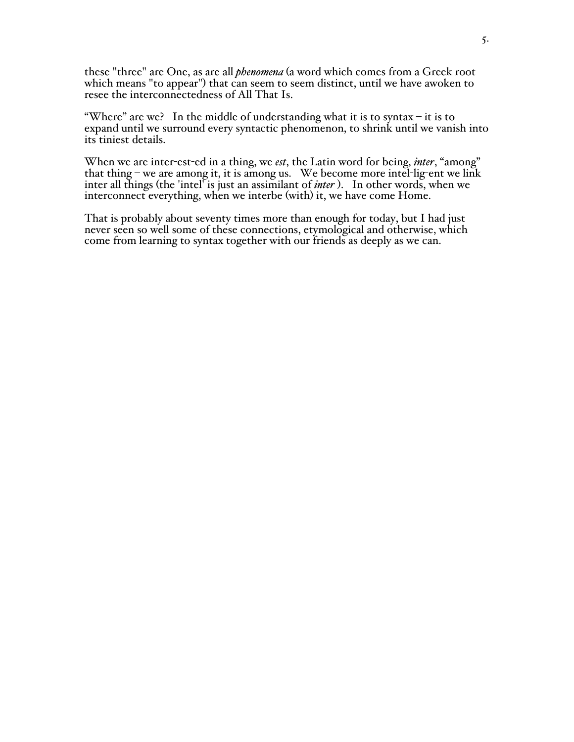these "three" are One, as are all *phenomena* (a word which comes from a Greek root which means "to appear") that can seem to seem distinct, until we have awoken to resee the interconnectedness of All That Is.

“Where” are we?   In the middle of understanding what it is to syntax – it is to expand until we surround every syntactic phenomenon, to shrink until we vanish into its tiniest details.

When we are inter-est-ed in a thing, we *est*, the Latin word for being, *inter*, “among” that thing – we are among it, it is among us.   We become more intel-lig-ent we link inter all things (the 'intel' is just an assimilant of *inter* ).   In other words, when we interconnect everything, when we interbe (with) it, we have come Home.

That is probably about seventy times more than enough for today, but I had just never seen so well some of these connections, etymological and otherwise, which come from learning to syntax together with our friends as deeply as we can.